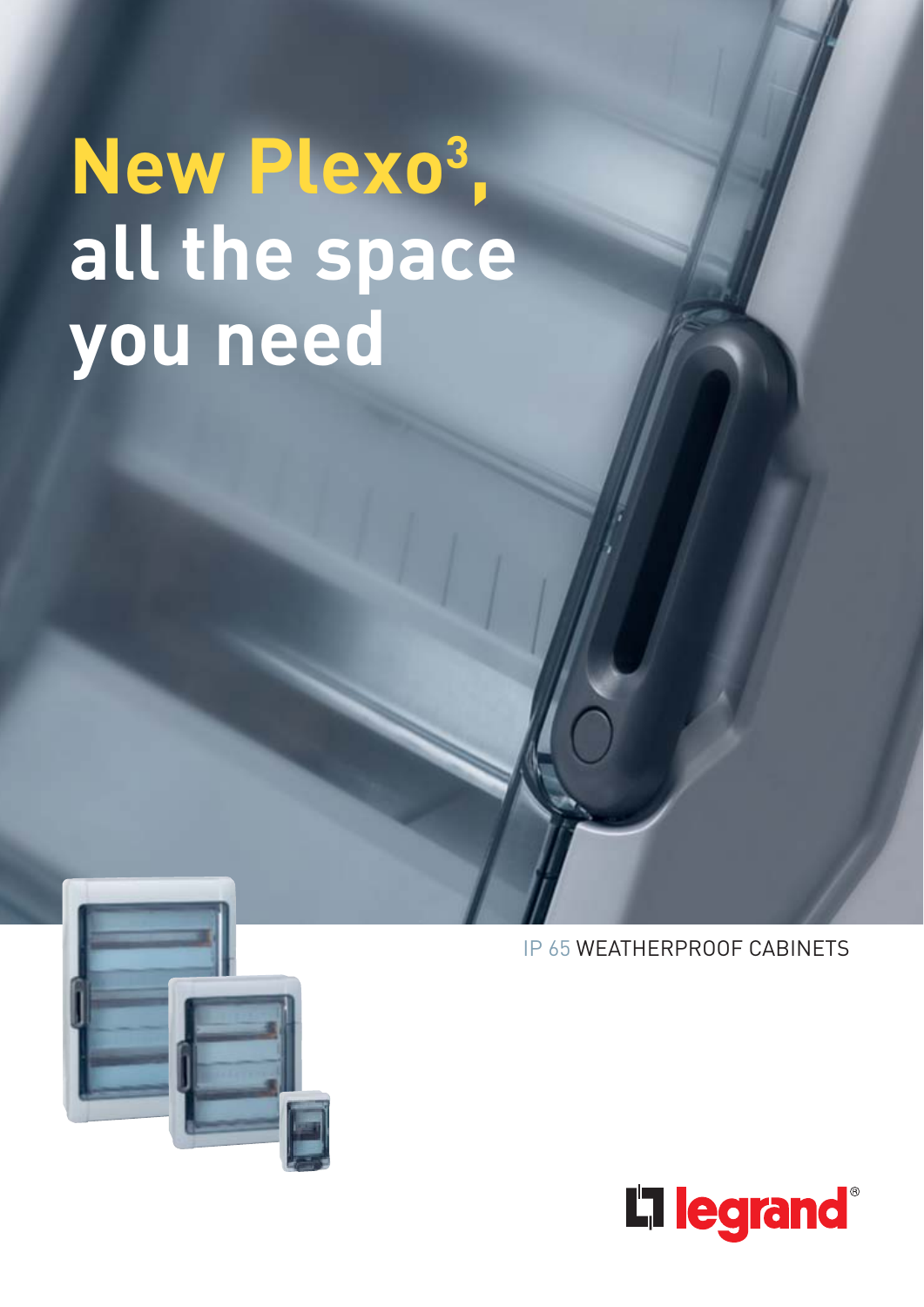# New Plexo$^3$, all the space you need

IP 65 WEATHERPROOF CABINETS

legrand®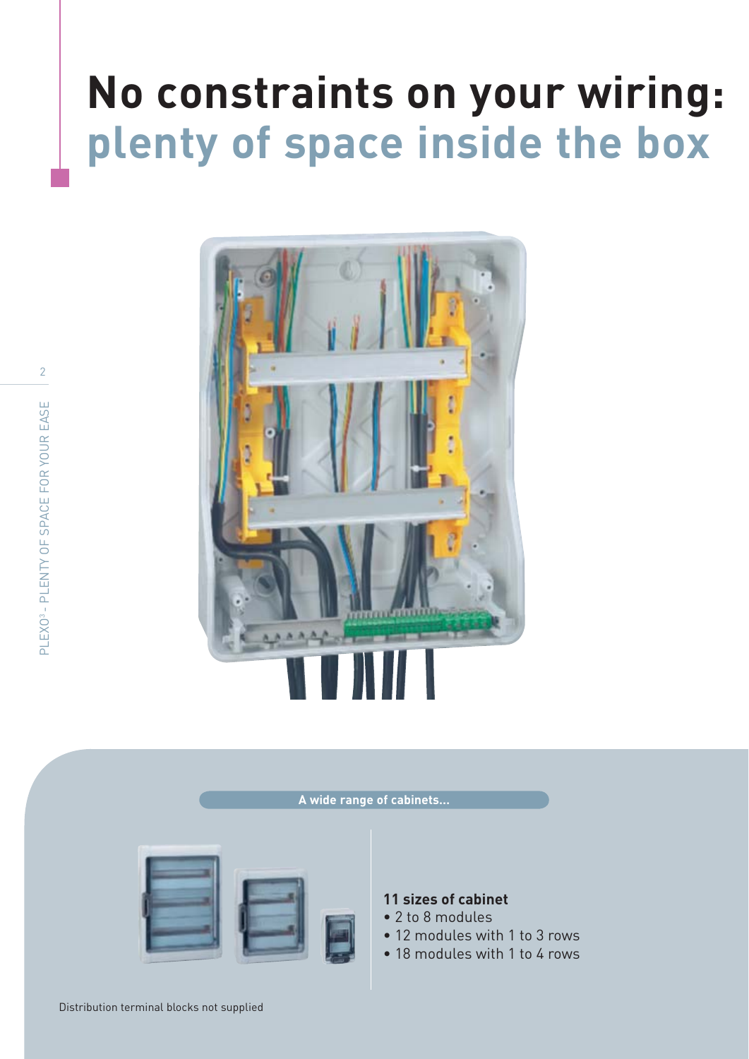# No constraints on your wiring: plenty of space inside the box

**A wide range of cabinets...**

**11 sizes of cabinet**

- 2 to 8 modules
- 12 modules with 1 to 3 rows
- 18 modules with 1 to 4 rows

Distribution terminal blocks not supplied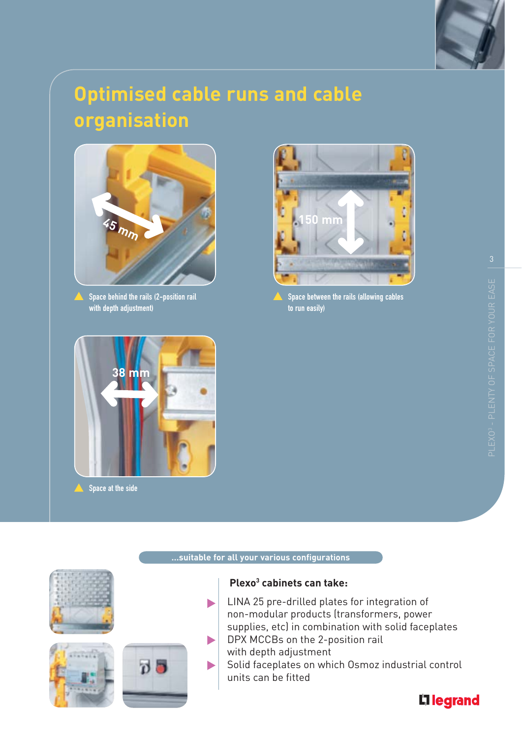# Optimised cable runs and cable organisation

45 mm

Space behind the rails (2-position rail with depth adjustment)

150 mm

Space between the rails (allowing cables to run easily)

38 mm

Space at the side

...suitable for all your various configurations

**Plexo³ cabinets can take:**

- LINA 25 pre-drilled plates for integration of non-modular products (transformers, power supplies, etc) in combination with solid faceplates
- DPX MCCBs on the 2-position rail with depth adjustment
- Solid faceplates on which Osmoz industrial control units can be fitted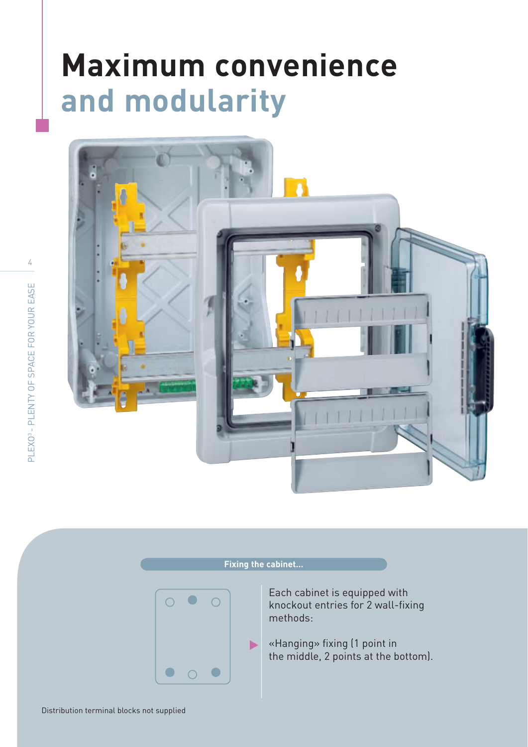# Maximum convenience and modularity

**Fixing the cabinet...**

Each cabinet is equipped with knockout entries for 2 wall-fixing methods:

- «Hanging» fixing (1 point in the middle, 2 points at the bottom).

Distribution terminal blocks not supplied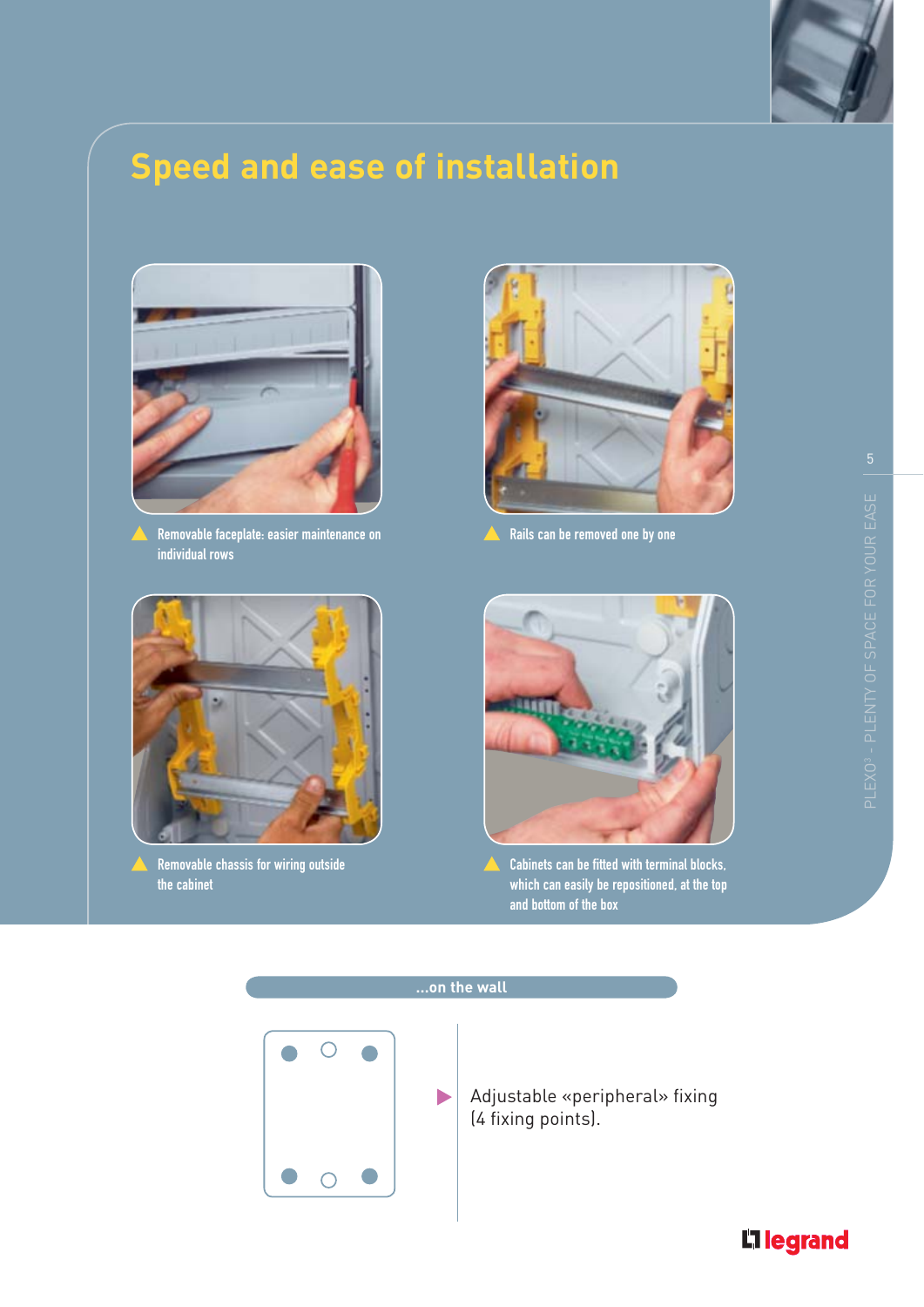# Speed and ease of installation

Removable faceplate: easier maintenance on individual rows

Rails can be removed one by one

Removable chassis for wiring outside the cabinet

Cabinets can be fitted with terminal blocks, which can easily be repositioned, at the top and bottom of the box

## ...on the wall

Adjustable «peripheral» fixing (4 fixing points).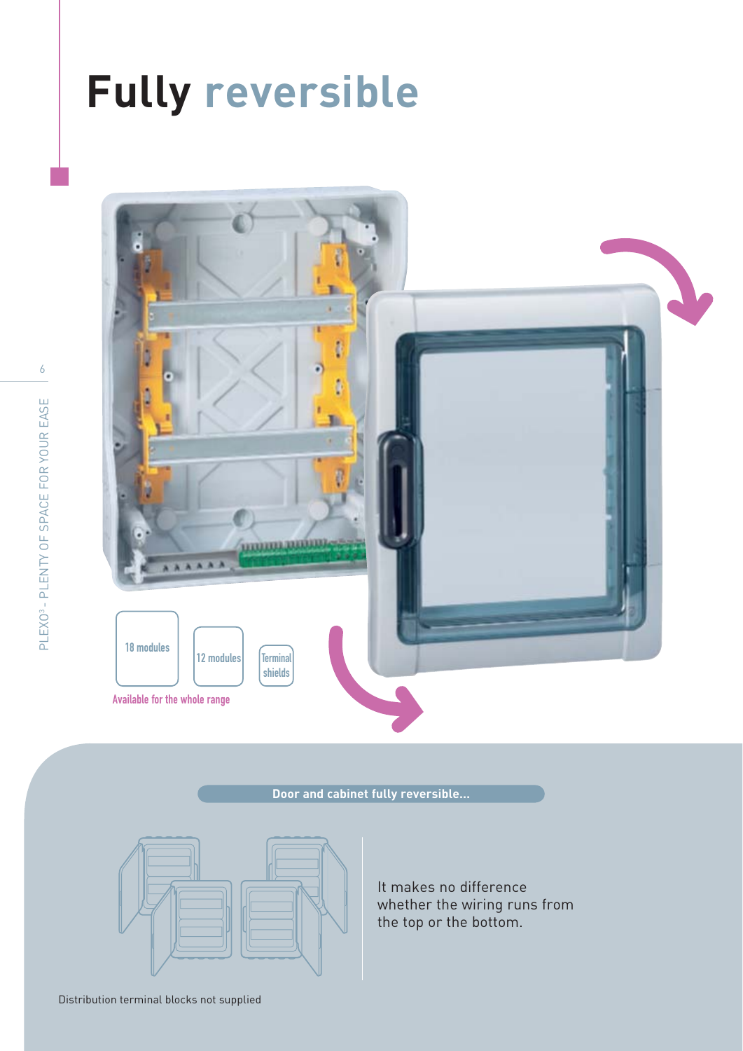# Fully reversible

18 modules

12 modules

Terminal shields

Available for the whole range

**Door and cabinet fully reversible...**

It makes no difference whether the wiring runs from the top or the bottom.

Distribution terminal blocks not supplied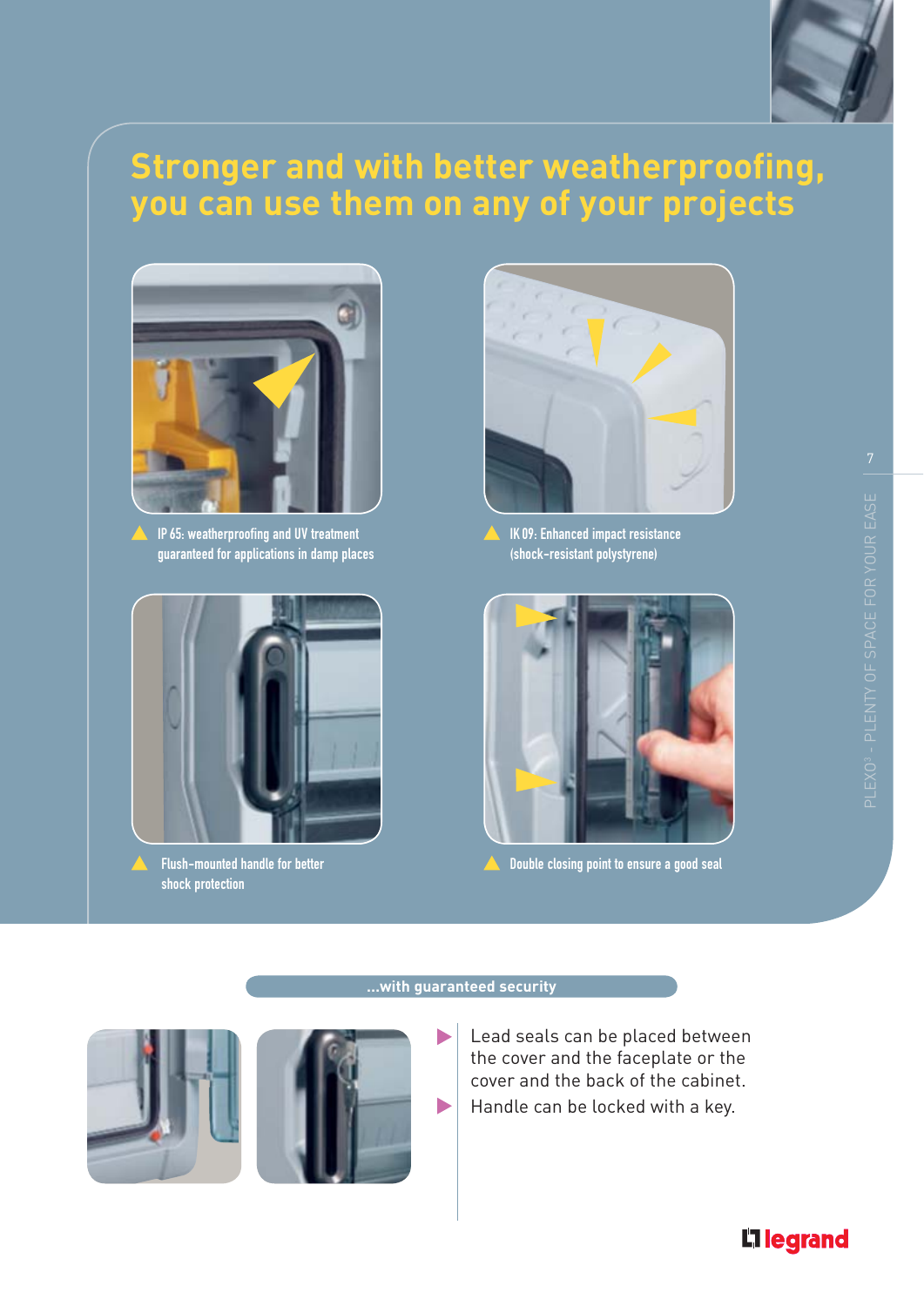# Stronger and with better weatherproofing, you can use them on any of your projects

IP 65: weatherproofing and UV treatment guaranteed for applications in damp places

IK 09: Enhanced impact resistance (shock-resistant polystyrene)

Flush-mounted handle for better shock protection

Double closing point to ensure a good seal

## ...with guaranteed security

- Lead seals can be placed between the cover and the faceplate or the cover and the back of the cabinet.
- Handle can be locked with a key.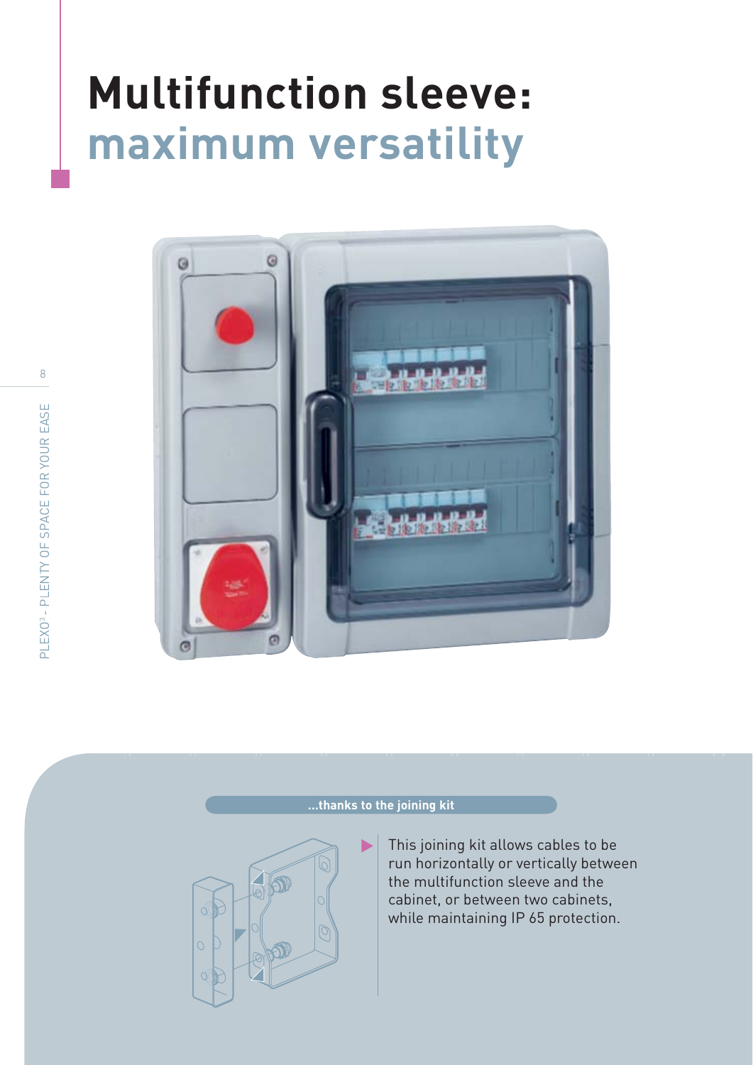# Multifunction sleeve: maximum versatility

**...thanks to the joining kit**

This joining kit allows cables to be run horizontally or vertically between the multifunction sleeve and the cabinet, or between two cabinets, while maintaining IP 65 protection.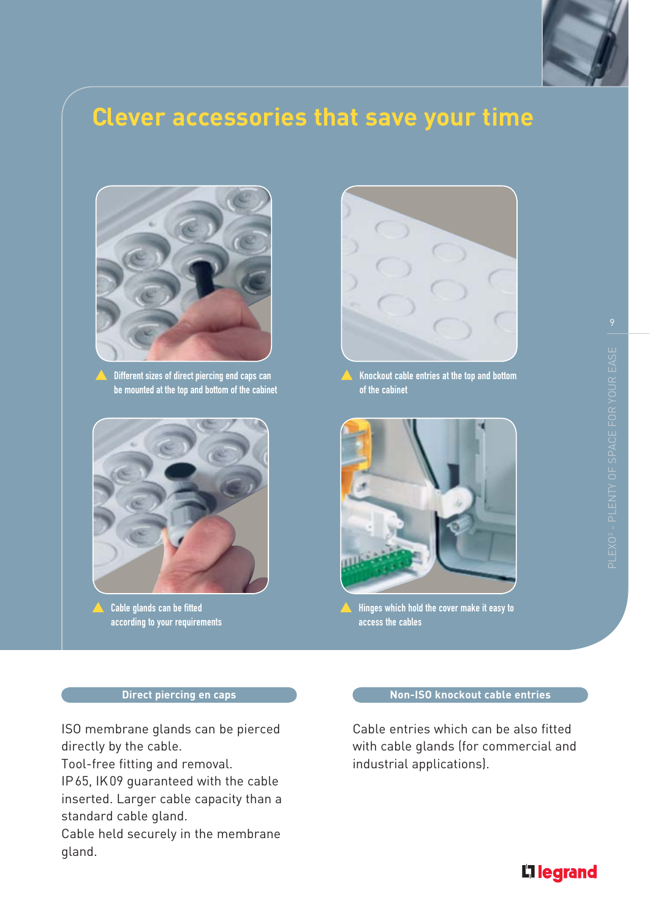# Clever accessories that save your time

Different sizes of direct piercing end caps can be mounted at the top and bottom of the cabinet

Knockout cable entries at the top and bottom of the cabinet

Cable glands can be fitted according to your requirements

Hinges which hold the cover make it easy to access the cables

## Direct piercing en caps

ISO membrane glands can be pierced directly by the cable.
Tool-free fitting and removal.
IP 65, IK 09 guaranteed with the cable inserted. Larger cable capacity than a standard cable gland.
Cable held securely in the membrane gland.

## Non-ISO knockout cable entries

Cable entries which can be also fitted with cable glands (for commercial and industrial applications).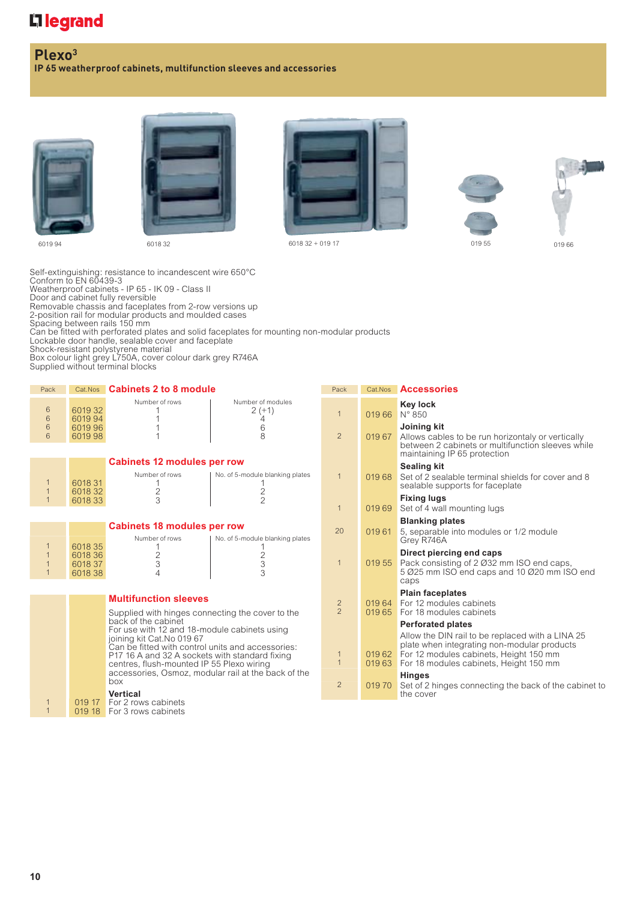# Plexo³

**IP 65 weatherproof cabinets, multifunction sleeves and accessories**

6019 94 — 6018 32 — 6018 32 + 019 17 — 019 55 — 019 66

Self-extinguishing: resistance to incandescent wire 650°C
Conform to EN 60439-3
Weatherproof cabinets - IP 65 - IK 09 - Class II
Door and cabinet fully reversible
Removable chassis and faceplates from 2-row versions up
2-position rail for modular products and moulded cases
Spacing between rails 150 mm
Can be fitted with perforated plates and solid faceplates for mounting non-modular products
Lockable door handle, sealable cover and faceplate
Shock-resistant polystyrene material
Box colour light grey L750A, cover colour dark grey R746A
Supplied without terminal blocks

## Cabinets 2 to 8 module

| Pack | Cat.Nos | Number of rows | Number of modules |
|---|---|---|---|
| 6 | 6019 32 | 1 | 2 (+1) |
| 6 | 6019 94 | 1 | 4 |
| 6 | 6019 96 | 1 | 6 |
| 6 | 6019 98 | 1 | 8 |

## Cabinets 12 modules per row

| Pack | Cat.Nos | Number of rows | No. of 5-module blanking plates |
|---|---|---|---|
| 1 | 6018 31 | 1 | 1 |
| 1 | 6018 32 | 2 | 2 |
| 1 | 6018 33 | 3 | 2 |

## Cabinets 18 modules per row

| Pack | Cat.Nos | Number of rows | No. of 5-module blanking plates |
|---|---|---|---|
| 1 | 6018 35 | 1 | 1 |
| 1 | 6018 36 | 2 | 2 |
| 1 | 6018 37 | 3 | 3 |
| 1 | 6018 38 | 4 | 3 |

## Multifunction sleeves

Supplied with hinges connecting the cover to the back of the cabinet
For use with 12 and 18-module cabinets using joining kit Cat.No 019 67
Can be fitted with control units and accessories: P17 16 A and 32 A sockets with standard fixing centres, flush-mounted IP 55 Plexo wiring accessories, Osmoz, modular rail at the back of the box

| Pack | Cat.Nos | Vertical |
|---|---|---|
| 1 | 019 17 | For 2 rows cabinets |
| 1 | 019 18 | For 3 rows cabinets |

## Accessories

| Pack | Cat.Nos | Accessories |
|---|---|---|
| 1 | 019 66 | **Key lock** N° 850 |
| 2 | 019 67 | **Joining kit** Allows cables to be run horizontaly or vertically between 2 cabinets or multifunction sleeves while maintaining IP 65 protection |
| 1 | 019 68 | **Sealing kit** Set of 2 sealable terminal shields for cover and 8 sealable supports for faceplate |
| 1 | 019 69 | **Fixing lugs** Set of 4 wall mounting lugs |
| 20 | 019 61 | **Blanking plates** 5, separable into modules or 1/2 module Grey R746A |
| 1 | 019 55 | **Direct piercing end caps** Pack consisting of 2 Ø32 mm ISO end caps, 5 Ø25 mm ISO end caps and 10 Ø20 mm ISO end caps |
| | | **Plain faceplates** |
| 2 | 019 64 | For 12 modules cabinets |
| 2 | 019 65 | For 18 modules cabinets |
| | | **Perforated plates** Allow the DIN rail to be replaced with a LINA 25 plate when integrating non-modular products |
| 1 | 019 62 | For 12 modules cabinets, Height 150 mm |
| 1 | 019 63 | For 18 modules cabinets, Height 150 mm |
| 2 | 019 70 | **Hinges** Set of 2 hinges connecting the back of the cabinet to the cover |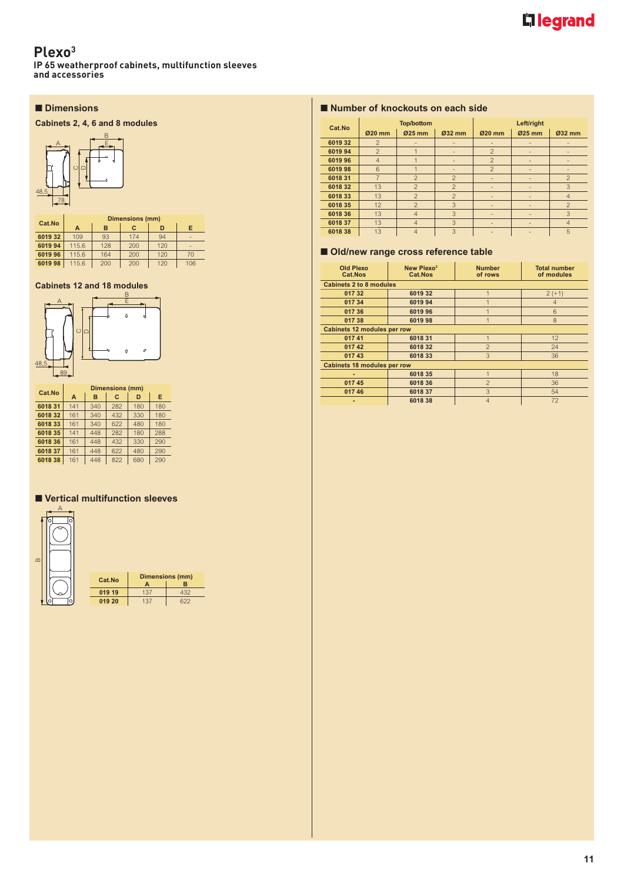# Plexo³

**IP 65 weatherproof cabinets, multifunction sleeves and accessories**

## ■ Dimensions

### Cabinets 2, 4, 6 and 8 modules

| Cat.No | Dimensions (mm) | | | | |
|---|---|---|---|---|---|
| | A | B | C | D | E |
| 6019 32 | 109 | 93 | 174 | 94 | - |
| 6019 94 | 115.6 | 128 | 200 | 120 | - |
| 6019 96 | 115.6 | 164 | 200 | 120 | 70 |
| 6019 98 | 115.6 | 200 | 200 | 120 | 106 |

### Cabinets 12 and 18 modules

| Cat.No | Dimensions (mm) | | | | |
|---|---|---|---|---|---|
| | A | B | C | D | E |
| 6018 31 | 141 | 340 | 282 | 180 | 180 |
| 6018 32 | 161 | 340 | 432 | 330 | 180 |
| 6018 33 | 161 | 340 | 622 | 480 | 180 |
| 6018 35 | 141 | 448 | 282 | 180 | 288 |
| 6018 36 | 161 | 448 | 432 | 330 | 290 |
| 6018 37 | 161 | 448 | 622 | 480 | 290 |
| 6018 38 | 161 | 448 | 822 | 680 | 290 |

## ■ Vertical multifunction sleeves

| Cat.No | Dimensions (mm) | |
|---|---|---|
| | A | B |
| 019 19 | 137 | 432 |
| 019 20 | 137 | 622 |

## ■ Number of knockouts on each side

| Cat.No | Top/bottom | | | Left/right | | |
|---|---|---|---|---|---|---|
| | Ø20 mm | Ø25 mm | Ø32 mm | Ø20 mm | Ø25 mm | Ø32 mm |
| 6019 32 | 2 | - | - | - | - | - |
| 6019 94 | 2 | 1 | - | 2 | - | - |
| 6019 96 | 4 | 1 | - | 2 | - | - |
| 6019 98 | 6 | 1 | - | 2 | - | - |
| 6018 31 | 7 | 2 | 2 | - | - | 2 |
| 6018 32 | 13 | 2 | 2 | - | - | 3 |
| 6018 33 | 13 | 2 | 2 | - | - | 4 |
| 6018 35 | 12 | 2 | 3 | - | - | 2 |
| 6018 36 | 13 | 4 | 3 | - | - | 3 |
| 6018 37 | 13 | 4 | 3 | - | - | 4 |
| 6018 38 | 13 | 4 | 3 | - | - | 5 |

## ■ Old/new range cross reference table

| Old Plexo Cat.Nos | New Plexo³ Cat.Nos | Number of rows | Total number of modules |
|---|---|---|---|
| **Cabinets 2 to 8 modules** | | | |
| 017 32 | 6019 32 | 1 | 2 (+1) |
| 017 34 | 6019 94 | 1 | 4 |
| 017 36 | 6019 96 | 1 | 6 |
| 017 38 | 6019 98 | 1 | 8 |
| **Cabinets 12 modules per row** | | | |
| 017 41 | 6018 31 | 1 | 12 |
| 017 42 | 6018 32 | 2 | 24 |
| 017 43 | 6018 33 | 3 | 36 |
| **Cabinets 18 modules per row** | | | |
| - | 6018 35 | 1 | 18 |
| 017 45 | 6018 36 | 2 | 36 |
| 017 46 | 6018 37 | 3 | 54 |
| - | 6018 38 | 4 | 72 |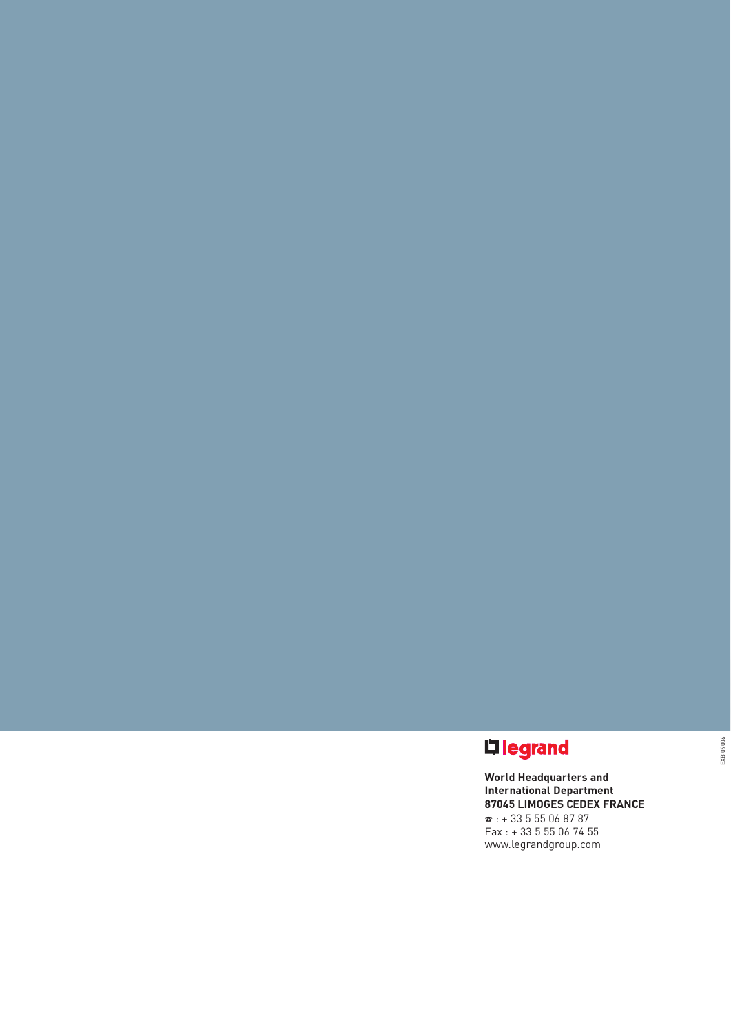legrand

**World Headquarters and**
**International Department**
**87045 LIMOGES CEDEX FRANCE**

☎ : + 33 5 55 06 87 87
Fax : + 33 5 55 06 74 55
www.legrandgroup.com

EXB 09004